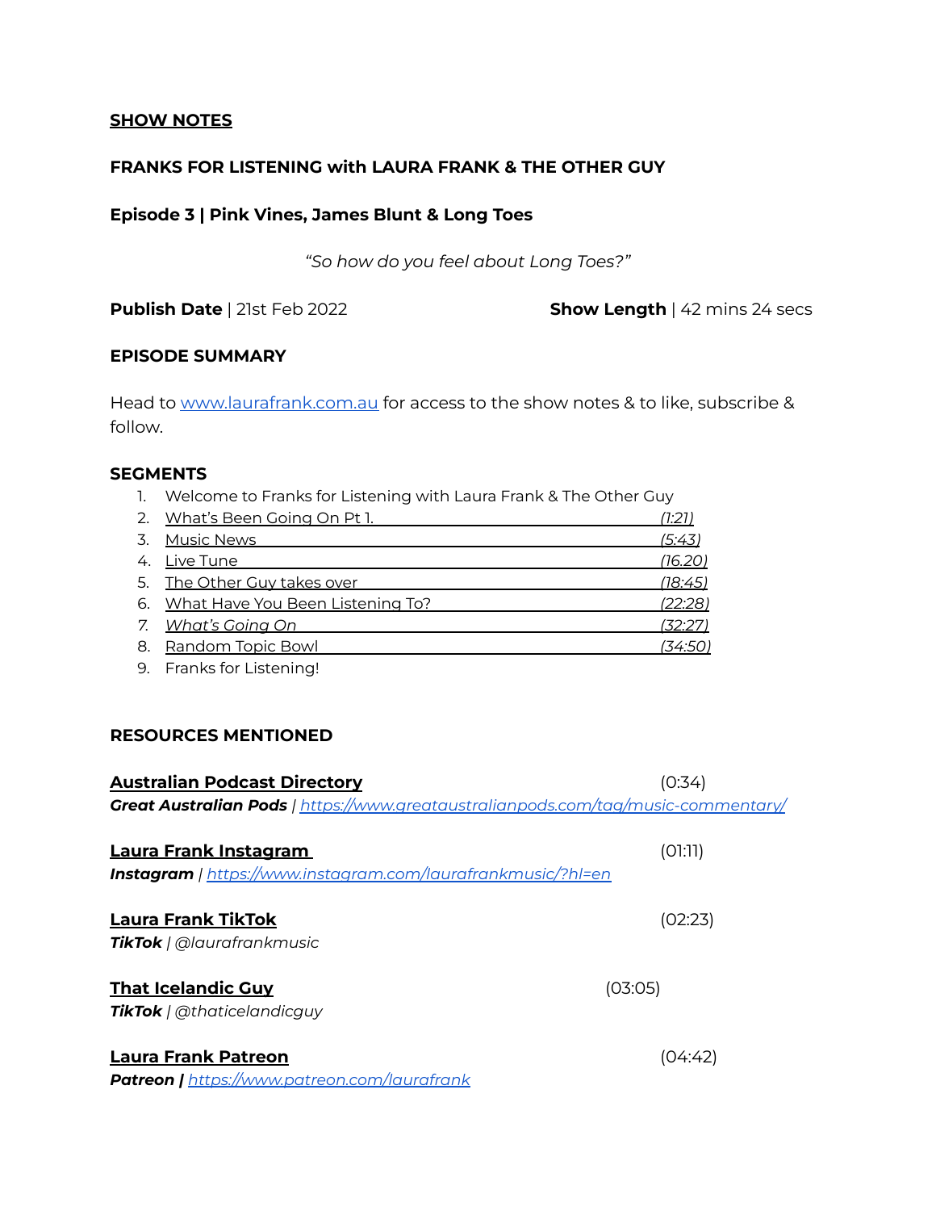**SHOW NOTES**

**FRANKS FOR LISTENING with LAURA FRANK & THE OTHER GUY**

**Episode 3 | Pink Vines, James Blunt & Long Toes**

*"So how do you feel about Long Toes?"*

**Publish Date** | 21st Feb 2022

**Show Length** | 42 mins 24 secs

**EPISODE SUMMARY**

Head to [www.laurafrank.com.au](http://www.laurafrank.com.au) for access to the show notes & to like, subscribe & follow.

**SEGMENTS**

1. Welcome to Franks for Listening with Laura Frank & The Other Guy
2. What's Been Going On Pt 1. *(1:21)*
3. Music News *(5:43)*
4. Live Tune *(16.20)*
5. The Other Guy takes over *(18:45)*
6. What Have You Been Listening To? *(22:28)*
7. *What's Going On* *(32:27)*
8. Random Topic Bowl *(34:50)*
9. Franks for Listening!

**RESOURCES MENTIONED**

**Australian Podcast Directory** (0:34)
***Great Australian Pods*** | *[https://www.greataustralianpods.com/tag/music-commentary/](https://www.greataustralianpods.com/tag/music-commentary/)*

**Laura Frank Instagram** (01:11)
***Instagram*** | *[https://www.instagram.com/laurafrankmusic/?hl=en](https://www.instagram.com/laurafrankmusic/?hl=en)*

**Laura Frank TikTok** (02:23)
***TikTok*** | *@laurafrankmusic*

**That Icelandic Guy** (03:05)
***TikTok*** | *@thaticelandicguy*

**Laura Frank Patreon** (04:42)
***Patreon*** **|** *[https://www.patreon.com/laurafrank](https://www.patreon.com/laurafrank)*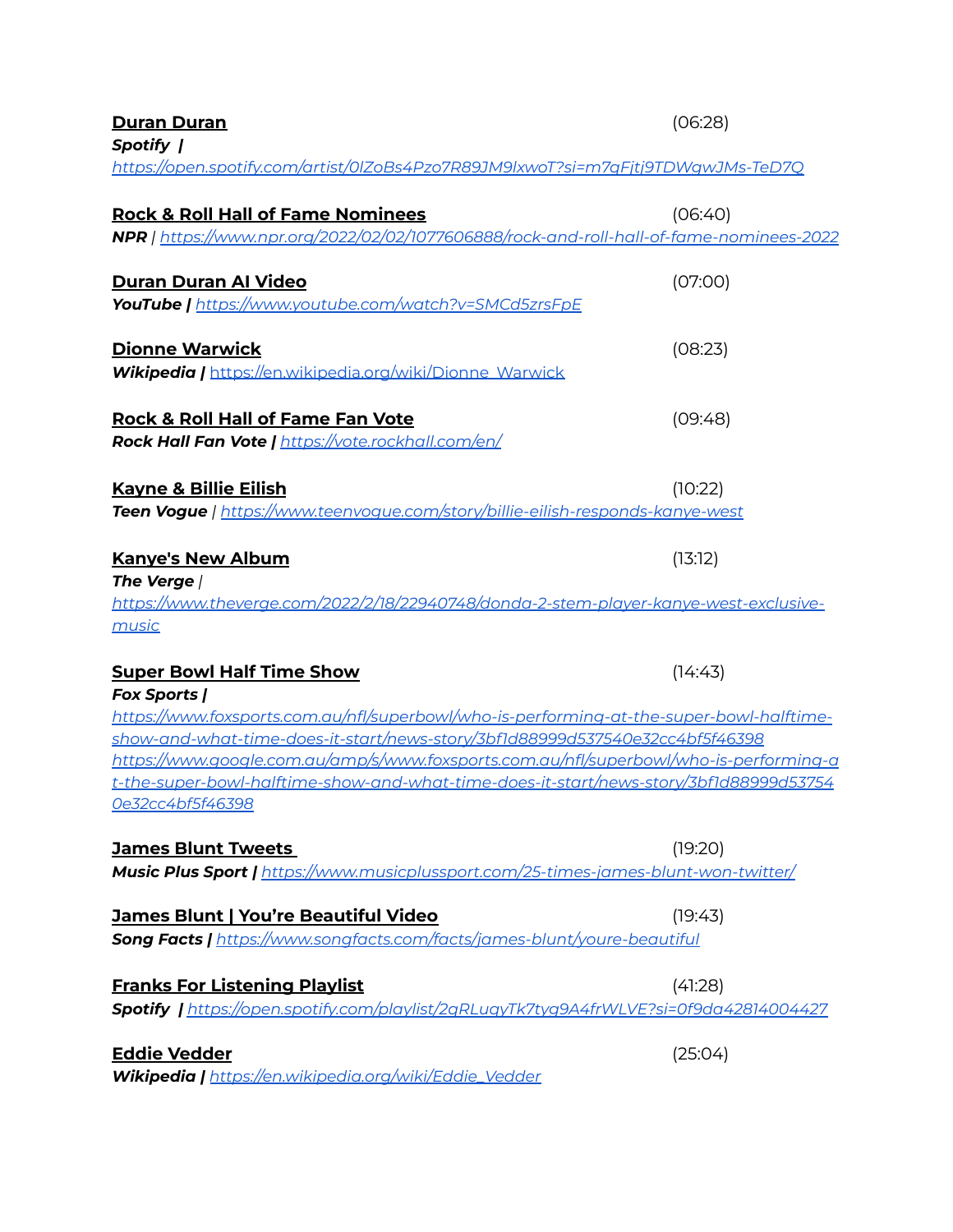**Duran Duran** (06:28)
***Spotify |***
*https://open.spotify.com/artist/0lZoBs4Pzo7R89JM9lxwoT?si=m7qFjtj9TDWgwJMs-TeD7Q*

**Rock & Roll Hall of Fame Nominees** (06:40)
***NPR*** | *https://www.npr.org/2022/02/02/1077606888/rock-and-roll-hall-of-fame-nominees-2022*

**Duran Duran AI Video** (07:00)
***YouTube |*** *https://www.youtube.com/watch?v=SMCd5zrsFpE*

**Dionne Warwick** (08:23)
***Wikipedia |*** https://en.wikipedia.org/wiki/Dionne_Warwick

**Rock & Roll Hall of Fame Fan Vote** (09:48)
***Rock Hall Fan Vote |*** *https://vote.rockhall.com/en/*

**Kayne & Billie Eilish** (10:22)
***Teen Vogue*** | *https://www.teenvogue.com/story/billie-eilish-responds-kanye-west*

**Kanye's New Album** (13:12)
***The Verge*** |
*https://www.theverge.com/2022/2/18/22940748/donda-2-stem-player-kanye-west-exclusive-music*

**Super Bowl Half Time Show** (14:43)
***Fox Sports |***
*https://www.foxsports.com.au/nfl/superbowl/who-is-performing-at-the-super-bowl-halftime-show-and-what-time-does-it-start/news-story/3bf1d88999d537540e32cc4bf5f46398*
*https://www.google.com.au/amp/s/www.foxsports.com.au/nfl/superbowl/who-is-performing-at-the-super-bowl-halftime-show-and-what-time-does-it-start/news-story/3bf1d88999d537540e32cc4bf5f46398*

**James Blunt Tweets** (19:20)
***Music Plus Sport |*** *https://www.musicplussport.com/25-times-james-blunt-won-twitter/*

**James Blunt | You're Beautiful Video** (19:43)
***Song Facts |*** *https://www.songfacts.com/facts/james-blunt/youre-beautiful*

**Franks For Listening Playlist** (41:28)
***Spotify |*** *https://open.spotify.com/playlist/2qRLuqyTk7tyq9A4frWLVE?si=0f9da42814004427*

**Eddie Vedder** (25:04)
***Wikipedia |*** *https://en.wikipedia.org/wiki/Eddie_Vedder*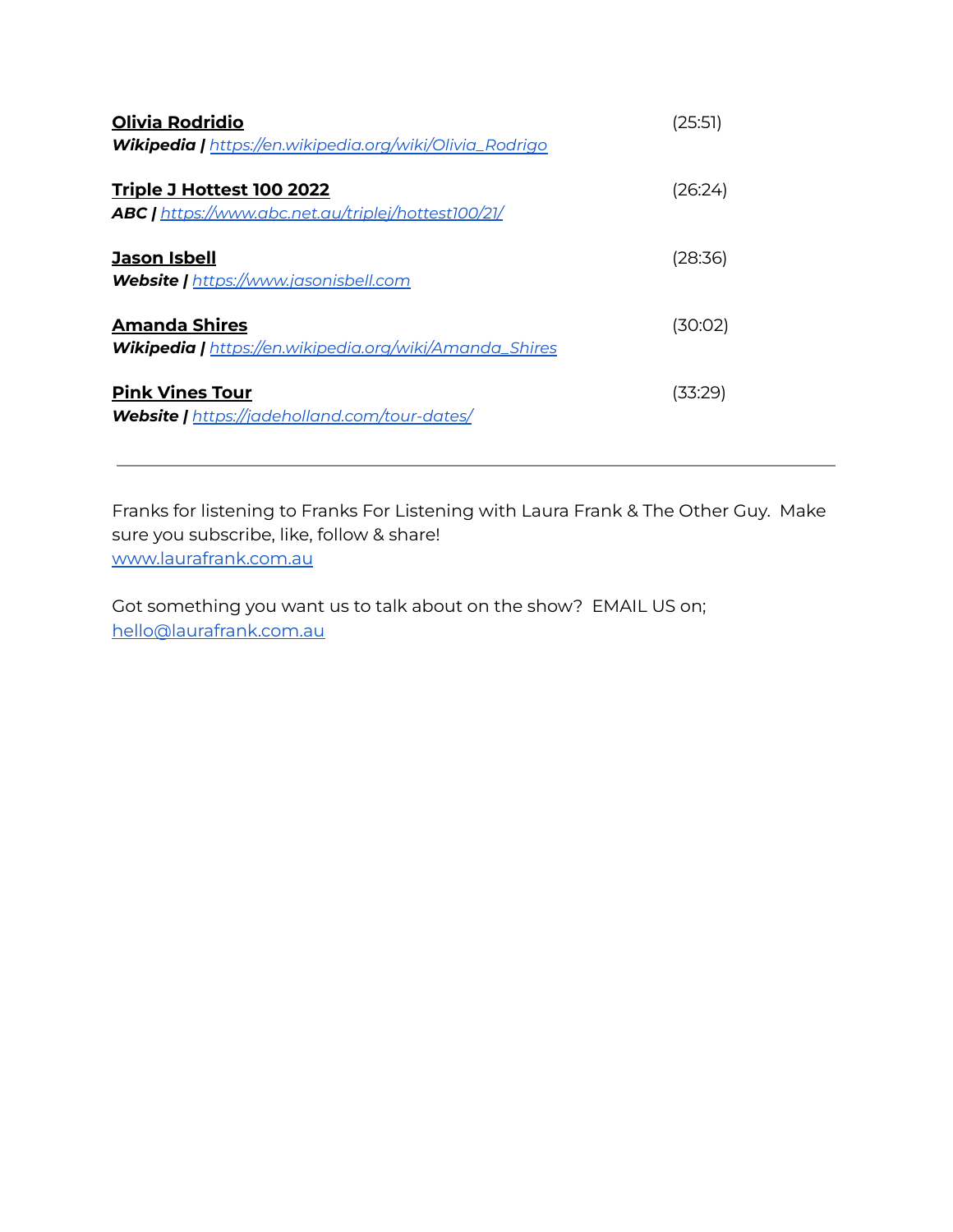**Olivia Rodridio** (25:51)
***Wikipedia |*** *https://en.wikipedia.org/wiki/Olivia_Rodrigo*

**Triple J Hottest 100 2022** (26:24)
***ABC |*** *https://www.abc.net.au/triplej/hottest100/21/*

**Jason Isbell** (28:36)
***Website |*** *https://www.jasonisbell.com*

**Amanda Shires** (30:02)
***Wikipedia |*** *https://en.wikipedia.org/wiki/Amanda_Shires*

**Pink Vines Tour** (33:29)
***Website |*** *https://jadeholland.com/tour-dates/*

---

Franks for listening to Franks For Listening with Laura Frank & The Other Guy. Make sure you subscribe, like, follow & share!
www.laurafrank.com.au

Got something you want us to talk about on the show? EMAIL US on;
hello@laurafrank.com.au